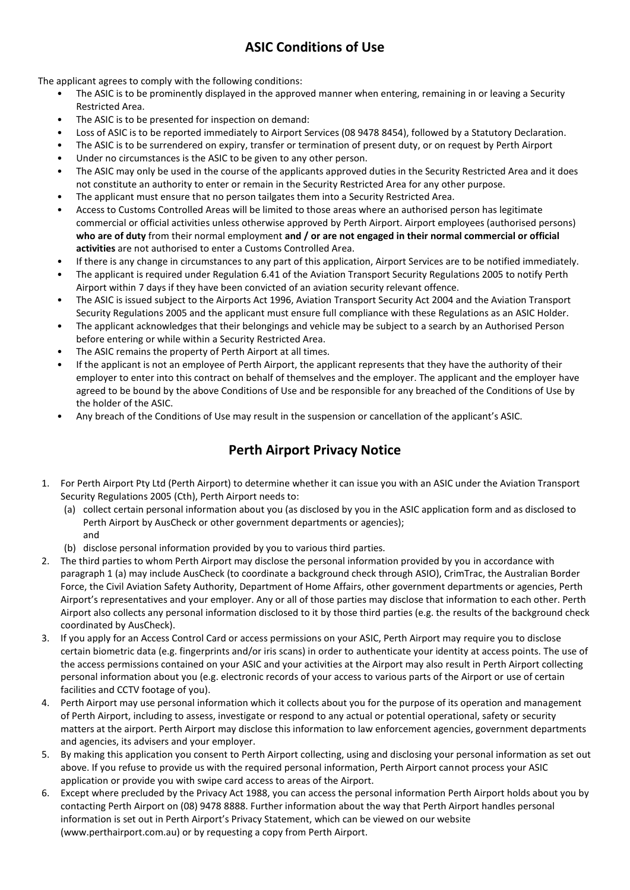# ASIC Conditions of Use

The applicant agrees to comply with the following conditions:

- The ASIC is to be prominently displayed in the approved manner when entering, remaining in or leaving a Security Restricted Area.
- The ASIC is to be presented for inspection on demand:
- Loss of ASIC is to be reported immediately to Airport Services (08 9478 8454), followed by a Statutory Declaration.
- The ASIC is to be surrendered on expiry, transfer or termination of present duty, or on request by Perth Airport
- Under no circumstances is the ASIC to be given to any other person.
- The ASIC may only be used in the course of the applicants approved duties in the Security Restricted Area and it does not constitute an authority to enter or remain in the Security Restricted Area for any other purpose.
- The applicant must ensure that no person tailgates them into a Security Restricted Area.
- Access to Customs Controlled Areas will be limited to those areas where an authorised person has legitimate commercial or official activities unless otherwise approved by Perth Airport. Airport employees (authorised persons) **who are of duty** from their normal employment **and / or are not engaged in their normal commercial or official activities** are not authorised to enter a Customs Controlled Area.
- If there is any change in circumstances to any part of this application, Airport Services are to be notified immediately.
- The applicant is required under Regulation 6.41 of the Aviation Transport Security Regulations 2005 to notify Perth Airport within 7 days if they have been convicted of an aviation security relevant offence.
- The ASIC is issued subject to the Airports Act 1996, Aviation Transport Security Act 2004 and the Aviation Transport Security Regulations 2005 and the applicant must ensure full compliance with these Regulations as an ASIC Holder.
- The applicant acknowledges that their belongings and vehicle may be subject to a search by an Authorised Person before entering or while within a Security Restricted Area.
- The ASIC remains the property of Perth Airport at all times.
- If the applicant is not an employee of Perth Airport, the applicant represents that they have the authority of their employer to enter into this contract on behalf of themselves and the employer. The applicant and the employer have agreed to be bound by the above Conditions of Use and be responsible for any breached of the Conditions of Use by the holder of the ASIC.
- Any breach of the Conditions of Use may result in the suspension or cancellation of the applicant's ASIC.

# Perth Airport Privacy Notice

1. For Perth Airport Pty Ltd (Perth Airport) to determine whether it can issue you with an ASIC under the Aviation Transport Security Regulations 2005 (Cth), Perth Airport needs to:
   (a) collect certain personal information about you (as disclosed by you in the ASIC application form and as disclosed to Perth Airport by AusCheck or other government departments or agencies); and
   (b) disclose personal information provided by you to various third parties.
2. The third parties to whom Perth Airport may disclose the personal information provided by you in accordance with paragraph 1 (a) may include AusCheck (to coordinate a background check through ASIO), CrimTrac, the Australian Border Force, the Civil Aviation Safety Authority, Department of Home Affairs, other government departments or agencies, Perth Airport's representatives and your employer. Any or all of those parties may disclose that information to each other. Perth Airport also collects any personal information disclosed to it by those third parties (e.g. the results of the background check coordinated by AusCheck).
3. If you apply for an Access Control Card or access permissions on your ASIC, Perth Airport may require you to disclose certain biometric data (e.g. fingerprints and/or iris scans) in order to authenticate your identity at access points. The use of the access permissions contained on your ASIC and your activities at the Airport may also result in Perth Airport collecting personal information about you (e.g. electronic records of your access to various parts of the Airport or use of certain facilities and CCTV footage of you).
4. Perth Airport may use personal information which it collects about you for the purpose of its operation and management of Perth Airport, including to assess, investigate or respond to any actual or potential operational, safety or security matters at the airport. Perth Airport may disclose this information to law enforcement agencies, government departments and agencies, its advisers and your employer.
5. By making this application you consent to Perth Airport collecting, using and disclosing your personal information as set out above. If you refuse to provide us with the required personal information, Perth Airport cannot process your ASIC application or provide you with swipe card access to areas of the Airport.
6. Except where precluded by the Privacy Act 1988, you can access the personal information Perth Airport holds about you by contacting Perth Airport on (08) 9478 8888. Further information about the way that Perth Airport handles personal information is set out in Perth Airport's Privacy Statement, which can be viewed on our website (www.perthairport.com.au) or by requesting a copy from Perth Airport.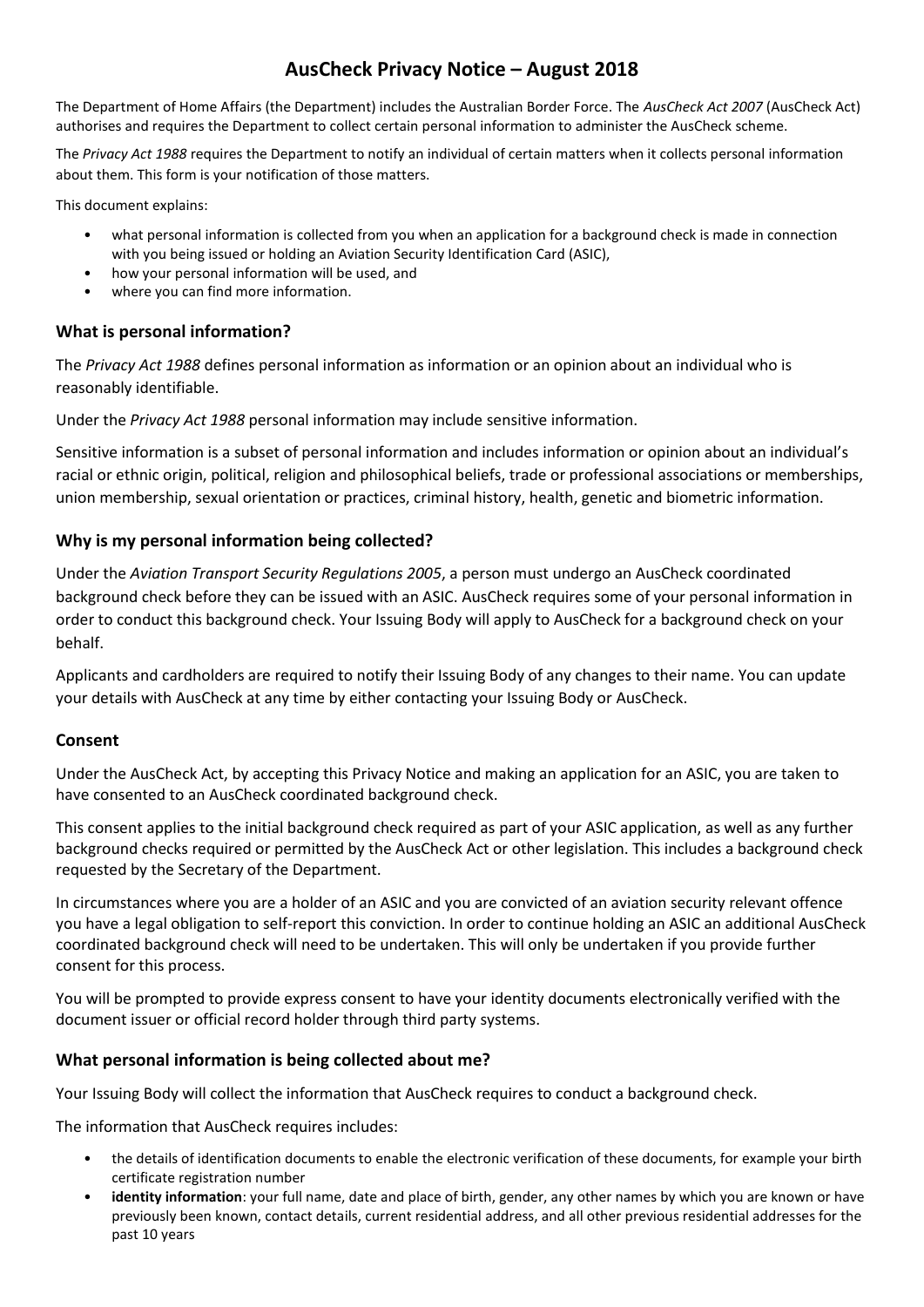# AusCheck Privacy Notice – August 2018

The Department of Home Affairs (the Department) includes the Australian Border Force. The *AusCheck Act 2007* (AusCheck Act) authorises and requires the Department to collect certain personal information to administer the AusCheck scheme.

The *Privacy Act 1988* requires the Department to notify an individual of certain matters when it collects personal information about them. This form is your notification of those matters.

This document explains:

- what personal information is collected from you when an application for a background check is made in connection with you being issued or holding an Aviation Security Identification Card (ASIC),
- how your personal information will be used, and
- where you can find more information.

## What is personal information?

The *Privacy Act 1988* defines personal information as information or an opinion about an individual who is reasonably identifiable.

Under the *Privacy Act 1988* personal information may include sensitive information.

Sensitive information is a subset of personal information and includes information or opinion about an individual's racial or ethnic origin, political, religion and philosophical beliefs, trade or professional associations or memberships, union membership, sexual orientation or practices, criminal history, health, genetic and biometric information.

## Why is my personal information being collected?

Under the *Aviation Transport Security Regulations 2005*, a person must undergo an AusCheck coordinated background check before they can be issued with an ASIC. AusCheck requires some of your personal information in order to conduct this background check. Your Issuing Body will apply to AusCheck for a background check on your behalf.

Applicants and cardholders are required to notify their Issuing Body of any changes to their name. You can update your details with AusCheck at any time by either contacting your Issuing Body or AusCheck.

## Consent

Under the AusCheck Act, by accepting this Privacy Notice and making an application for an ASIC, you are taken to have consented to an AusCheck coordinated background check.

This consent applies to the initial background check required as part of your ASIC application, as well as any further background checks required or permitted by the AusCheck Act or other legislation. This includes a background check requested by the Secretary of the Department.

In circumstances where you are a holder of an ASIC and you are convicted of an aviation security relevant offence you have a legal obligation to self-report this conviction. In order to continue holding an ASIC an additional AusCheck coordinated background check will need to be undertaken. This will only be undertaken if you provide further consent for this process.

You will be prompted to provide express consent to have your identity documents electronically verified with the document issuer or official record holder through third party systems.

## What personal information is being collected about me?

Your Issuing Body will collect the information that AusCheck requires to conduct a background check.

The information that AusCheck requires includes:

- the details of identification documents to enable the electronic verification of these documents, for example your birth certificate registration number
- **identity information**: your full name, date and place of birth, gender, any other names by which you are known or have previously been known, contact details, current residential address, and all other previous residential addresses for the past 10 years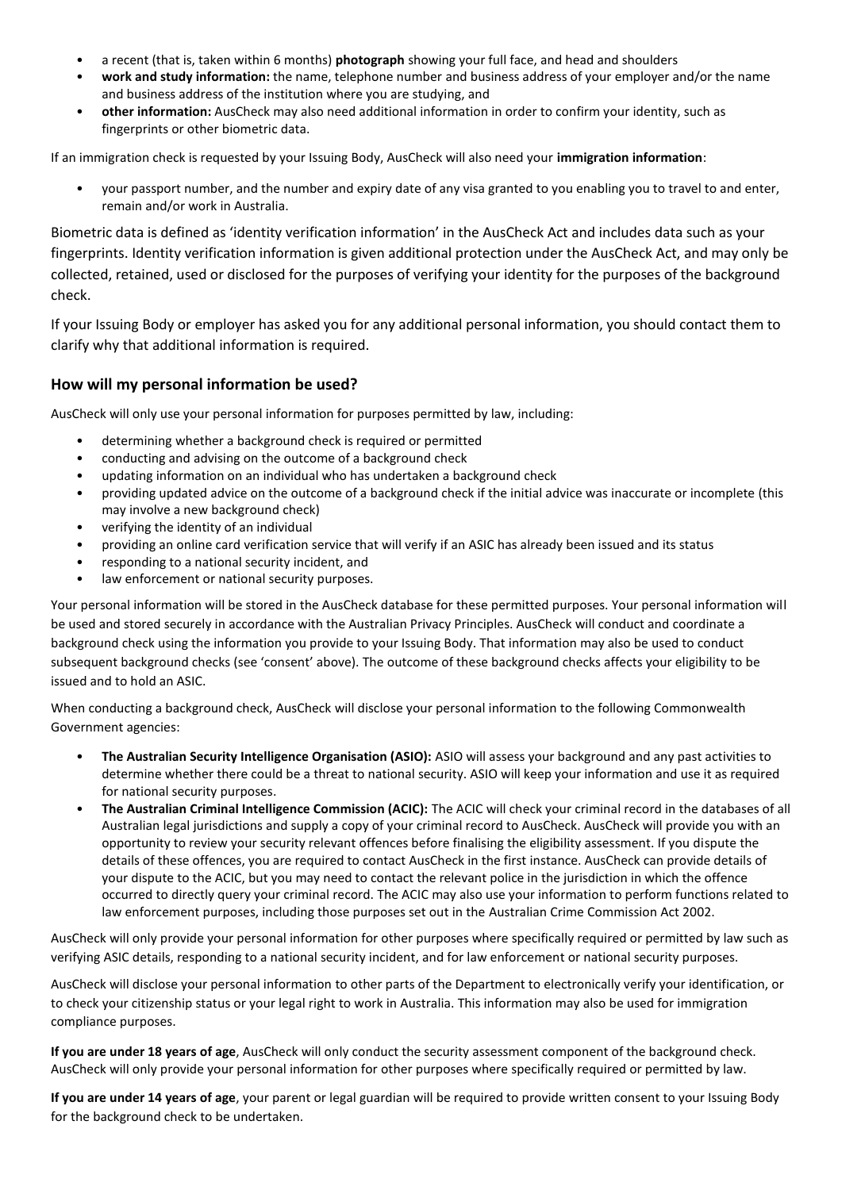- a recent (that is, taken within 6 months) **photograph** showing your full face, and head and shoulders
- **work and study information:** the name, telephone number and business address of your employer and/or the name and business address of the institution where you are studying, and
- **other information:** AusCheck may also need additional information in order to confirm your identity, such as fingerprints or other biometric data.

If an immigration check is requested by your Issuing Body, AusCheck will also need your **immigration information**:

- your passport number, and the number and expiry date of any visa granted to you enabling you to travel to and enter, remain and/or work in Australia.

Biometric data is defined as 'identity verification information' in the AusCheck Act and includes data such as your fingerprints. Identity verification information is given additional protection under the AusCheck Act, and may only be collected, retained, used or disclosed for the purposes of verifying your identity for the purposes of the background check.

If your Issuing Body or employer has asked you for any additional personal information, you should contact them to clarify why that additional information is required.

### How will my personal information be used?

AusCheck will only use your personal information for purposes permitted by law, including:

- determining whether a background check is required or permitted
- conducting and advising on the outcome of a background check
- updating information on an individual who has undertaken a background check
- providing updated advice on the outcome of a background check if the initial advice was inaccurate or incomplete (this may involve a new background check)
- verifying the identity of an individual
- providing an online card verification service that will verify if an ASIC has already been issued and its status
- responding to a national security incident, and
- law enforcement or national security purposes.

Your personal information will be stored in the AusCheck database for these permitted purposes. Your personal information will be used and stored securely in accordance with the Australian Privacy Principles. AusCheck will conduct and coordinate a background check using the information you provide to your Issuing Body. That information may also be used to conduct subsequent background checks (see 'consent' above). The outcome of these background checks affects your eligibility to be issued and to hold an ASIC.

When conducting a background check, AusCheck will disclose your personal information to the following Commonwealth Government agencies:

- **The Australian Security Intelligence Organisation (ASIO):** ASIO will assess your background and any past activities to determine whether there could be a threat to national security. ASIO will keep your information and use it as required for national security purposes.
- **The Australian Criminal Intelligence Commission (ACIC):** The ACIC will check your criminal record in the databases of all Australian legal jurisdictions and supply a copy of your criminal record to AusCheck. AusCheck will provide you with an opportunity to review your security relevant offences before finalising the eligibility assessment. If you dispute the details of these offences, you are required to contact AusCheck in the first instance. AusCheck can provide details of your dispute to the ACIC, but you may need to contact the relevant police in the jurisdiction in which the offence occurred to directly query your criminal record. The ACIC may also use your information to perform functions related to law enforcement purposes, including those purposes set out in the Australian Crime Commission Act 2002.

AusCheck will only provide your personal information for other purposes where specifically required or permitted by law such as verifying ASIC details, responding to a national security incident, and for law enforcement or national security purposes.

AusCheck will disclose your personal information to other parts of the Department to electronically verify your identification, or to check your citizenship status or your legal right to work in Australia. This information may also be used for immigration compliance purposes.

**If you are under 18 years of age**, AusCheck will only conduct the security assessment component of the background check. AusCheck will only provide your personal information for other purposes where specifically required or permitted by law.

**If you are under 14 years of age**, your parent or legal guardian will be required to provide written consent to your Issuing Body for the background check to be undertaken.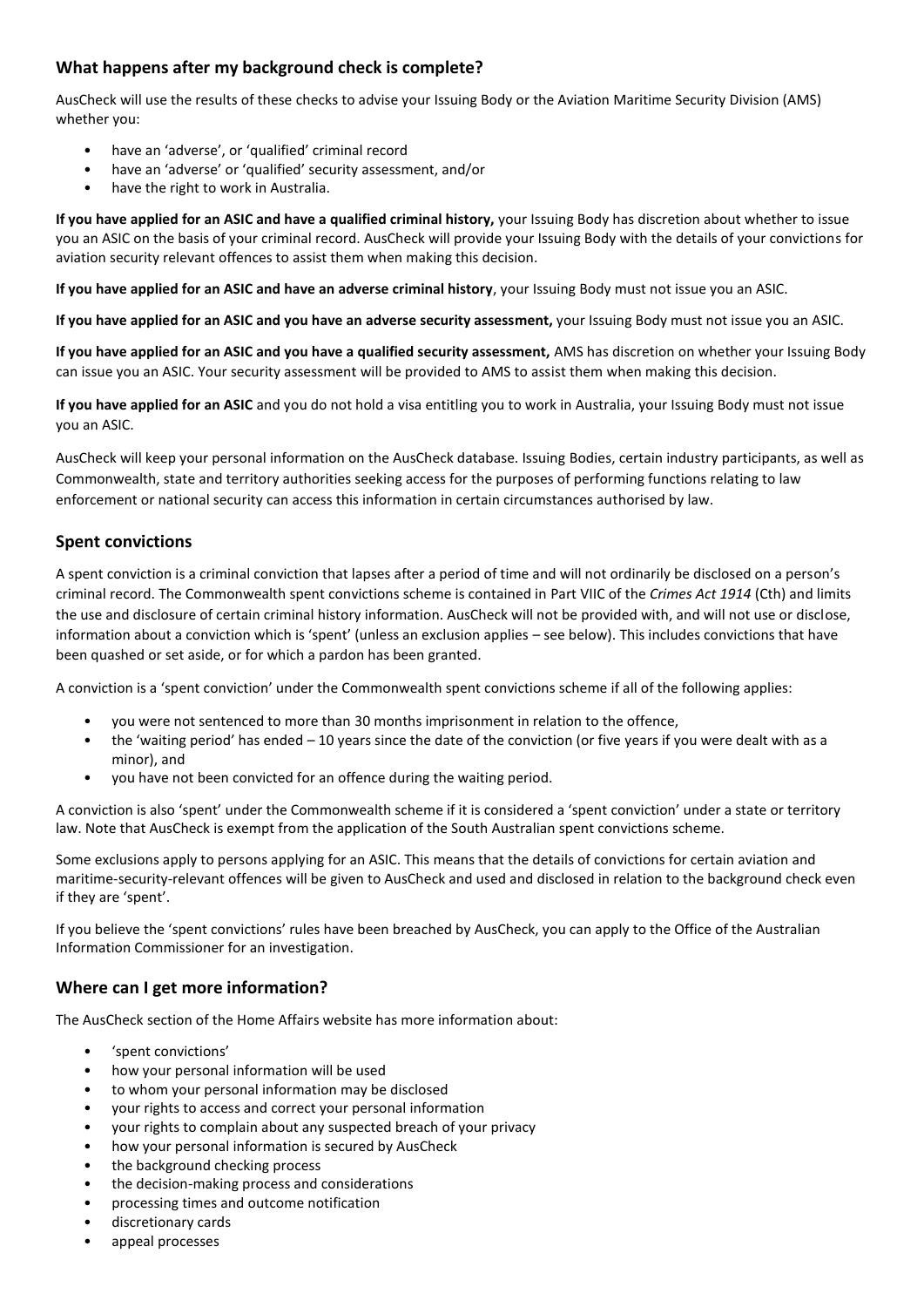## What happens after my background check is complete?

AusCheck will use the results of these checks to advise your Issuing Body or the Aviation Maritime Security Division (AMS) whether you:

- have an 'adverse', or 'qualified' criminal record
- have an 'adverse' or 'qualified' security assessment, and/or
- have the right to work in Australia.

**If you have applied for an ASIC and have a qualified criminal history,** your Issuing Body has discretion about whether to issue you an ASIC on the basis of your criminal record. AusCheck will provide your Issuing Body with the details of your convictions for aviation security relevant offences to assist them when making this decision.

**If you have applied for an ASIC and have an adverse criminal history**, your Issuing Body must not issue you an ASIC.

**If you have applied for an ASIC and you have an adverse security assessment,** your Issuing Body must not issue you an ASIC.

**If you have applied for an ASIC and you have a qualified security assessment,** AMS has discretion on whether your Issuing Body can issue you an ASIC. Your security assessment will be provided to AMS to assist them when making this decision.

**If you have applied for an ASIC** and you do not hold a visa entitling you to work in Australia, your Issuing Body must not issue you an ASIC.

AusCheck will keep your personal information on the AusCheck database. Issuing Bodies, certain industry participants, as well as Commonwealth, state and territory authorities seeking access for the purposes of performing functions relating to law enforcement or national security can access this information in certain circumstances authorised by law.

## Spent convictions

A spent conviction is a criminal conviction that lapses after a period of time and will not ordinarily be disclosed on a person's criminal record. The Commonwealth spent convictions scheme is contained in Part VIIC of the *Crimes Act 1914* (Cth) and limits the use and disclosure of certain criminal history information. AusCheck will not be provided with, and will not use or disclose, information about a conviction which is 'spent' (unless an exclusion applies – see below). This includes convictions that have been quashed or set aside, or for which a pardon has been granted.

A conviction is a 'spent conviction' under the Commonwealth spent convictions scheme if all of the following applies:

- you were not sentenced to more than 30 months imprisonment in relation to the offence,
- the 'waiting period' has ended – 10 years since the date of the conviction (or five years if you were dealt with as a minor), and
- you have not been convicted for an offence during the waiting period.

A conviction is also 'spent' under the Commonwealth scheme if it is considered a 'spent conviction' under a state or territory law. Note that AusCheck is exempt from the application of the South Australian spent convictions scheme.

Some exclusions apply to persons applying for an ASIC. This means that the details of convictions for certain aviation and maritime-security-relevant offences will be given to AusCheck and used and disclosed in relation to the background check even if they are 'spent'.

If you believe the 'spent convictions' rules have been breached by AusCheck, you can apply to the Office of the Australian Information Commissioner for an investigation.

## Where can I get more information?

The AusCheck section of the Home Affairs website has more information about:

- 'spent convictions'
- how your personal information will be used
- to whom your personal information may be disclosed
- your rights to access and correct your personal information
- your rights to complain about any suspected breach of your privacy
- how your personal information is secured by AusCheck
- the background checking process
- the decision-making process and considerations
- processing times and outcome notification
- discretionary cards
- appeal processes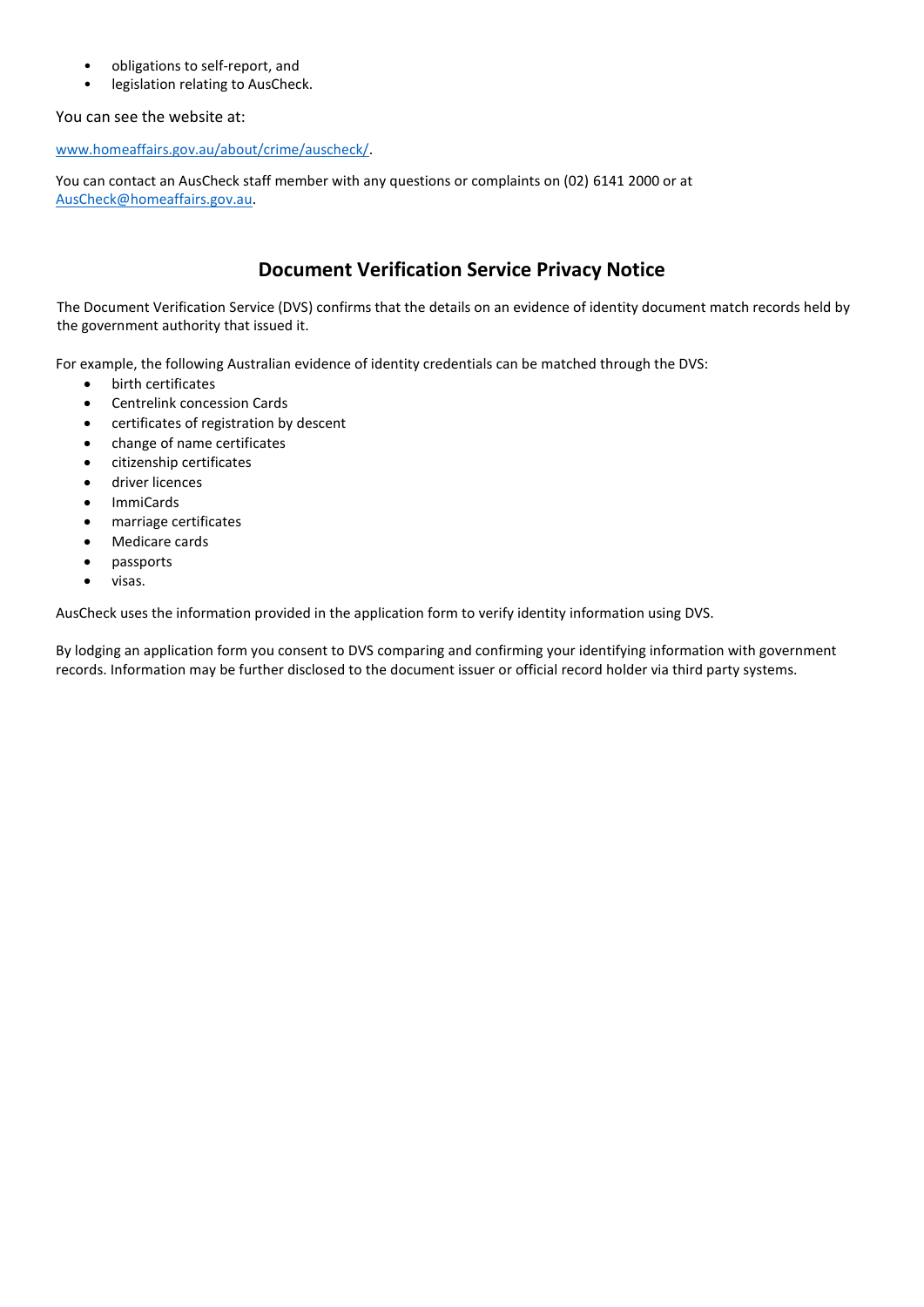- obligations to self-report, and
- legislation relating to AusCheck.

You can see the website at:

www.homeaffairs.gov.au/about/crime/auscheck/.

You can contact an AusCheck staff member with any questions or complaints on (02) 6141 2000 or at AusCheck@homeaffairs.gov.au.

## Document Verification Service Privacy Notice

The Document Verification Service (DVS) confirms that the details on an evidence of identity document match records held by the government authority that issued it.

For example, the following Australian evidence of identity credentials can be matched through the DVS:

- birth certificates
- Centrelink concession Cards
- certificates of registration by descent
- change of name certificates
- citizenship certificates
- driver licences
- ImmiCards
- marriage certificates
- Medicare cards
- passports
- visas.

AusCheck uses the information provided in the application form to verify identity information using DVS.

By lodging an application form you consent to DVS comparing and confirming your identifying information with government records. Information may be further disclosed to the document issuer or official record holder via third party systems.